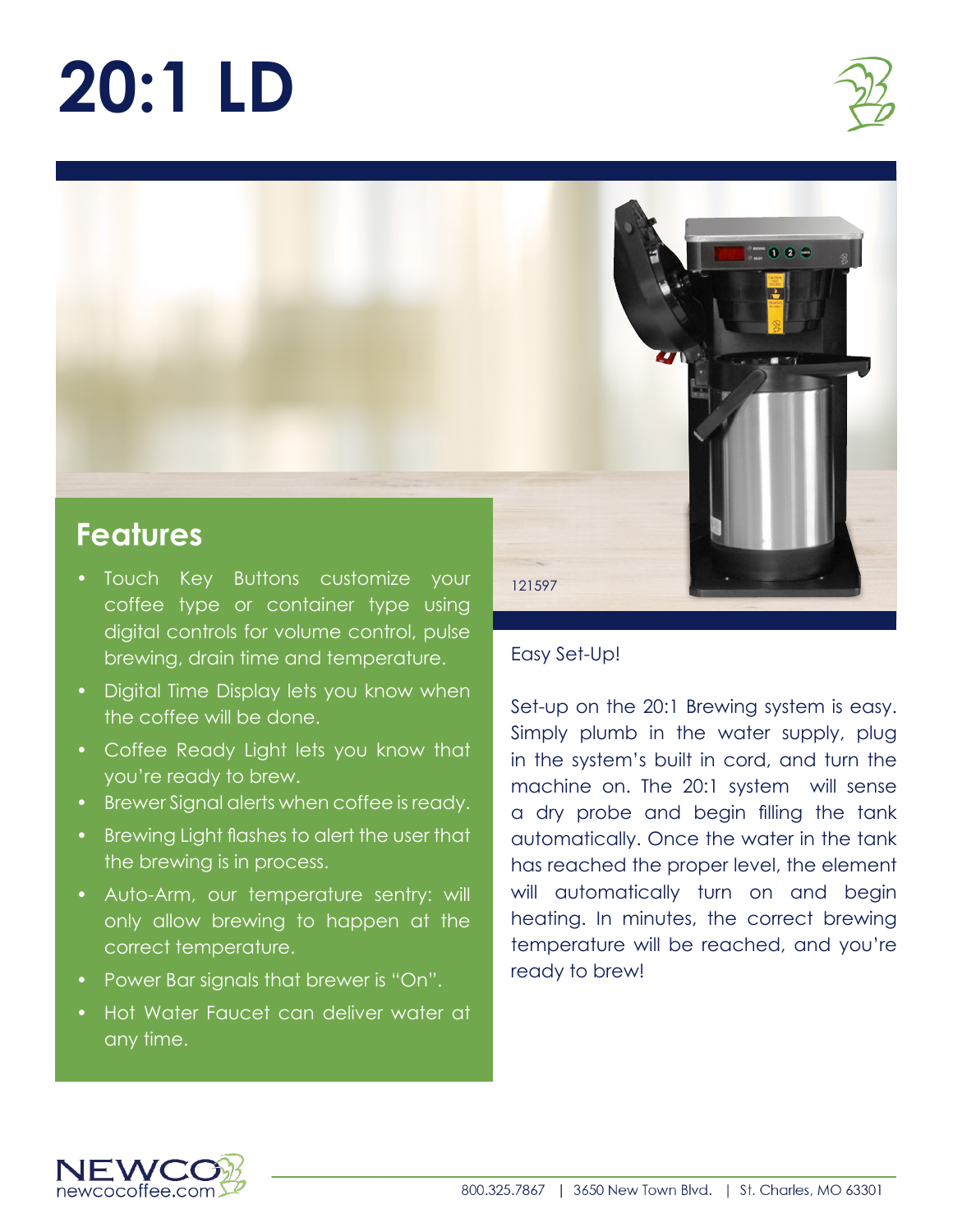# 20:1 LD

## Features

- Touch Key Buttons customize your coffee type or container type using digital controls for volume control, pulse brewing, drain time and temperature.
- Digital Time Display lets you know when the coffee will be done.
- Coffee Ready Light lets you know that you're ready to brew.
- Brewer Signal alerts when coffee is ready.
- Brewing Light flashes to alert the user that the brewing is in process.
- Auto-Arm, our temperature sentry: will only allow brewing to happen at the correct temperature.
- Power Bar signals that brewer is "On".
- Hot Water Faucet can deliver water at any time.

121597

Easy Set-Up!

Set-up on the 20:1 Brewing system is easy. Simply plumb in the water supply, plug in the system's built in cord, and turn the machine on. The 20:1 system will sense a dry probe and begin filling the tank automatically. Once the water in the tank has reached the proper level, the element will automatically turn on and begin heating. In minutes, the correct brewing temperature will be reached, and you're ready to brew!

NEWCO newcocoffee.com

800.325.7867 | 3650 New Town Blvd. | St. Charles, MO 63301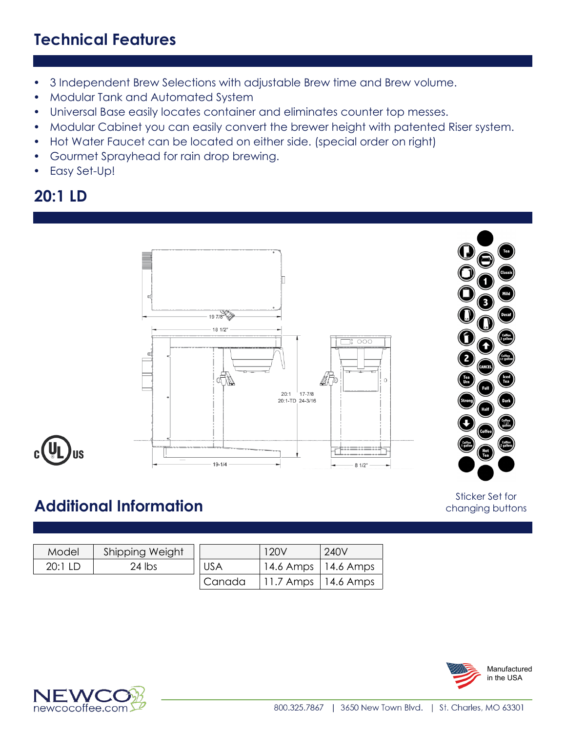## Technical Features

- 3 Independent Brew Selections with adjustable Brew time and Brew volume.
- Modular Tank and Automated System
- Universal Base easily locates container and eliminates counter top messes.
- Modular Cabinet you can easily convert the brewer height with patented Riser system.
- Hot Water Faucet can be located on either side. (special order on right)
- Gourmet Sprayhead for rain drop brewing.
- Easy Set-Up!

## 20:1 LD

19 7/8"
18 1/2"
20:1 17-7/8
20:1-TD 24-3/16
19-1/4
8 1/2"

Tea
Classic
Mild
Decaf
Coffee 2 gallons
Coffee 1/2 gallon
CANCEL
Iced Tea
Tea Urn
Full
Strong
Dark
Half
Coffee 1 1/2 gallon
Coffee
Coffee 1 gallon
Coffee 2 gallons
Hot Tea

Sticker Set for changing buttons

## Additional Information

| Model | Shipping Weight |
|---|---|
| 20:1 LD | 24 lbs |

| | 120V | 240V |
|---|---|---|
| USA | 14.6 Amps | 14.6 Amps |
| Canada | 11.7 Amps | 14.6 Amps |

Manufactured in the USA

NEWCO
newcocoffee.com

800.325.7867 | 3650 New Town Blvd. | St. Charles, MO 63301